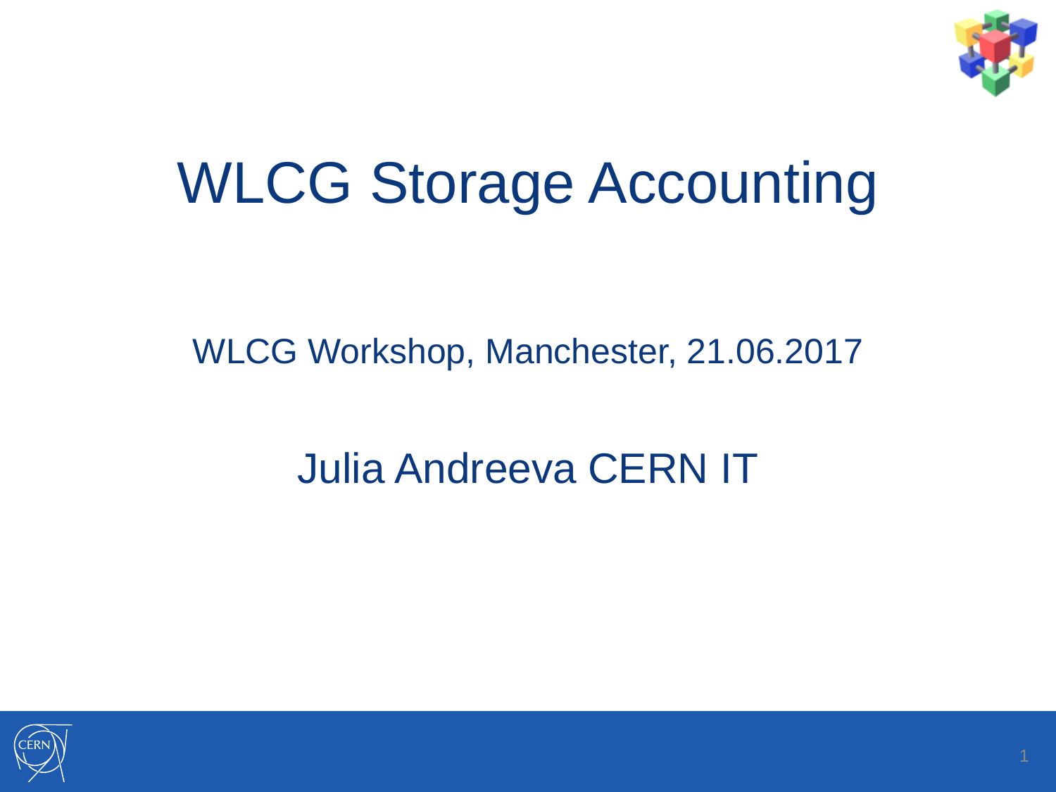# WLCG Storage Accounting

WLCG Workshop, Manchester, 21.06.2017

Julia Andreeva CERN IT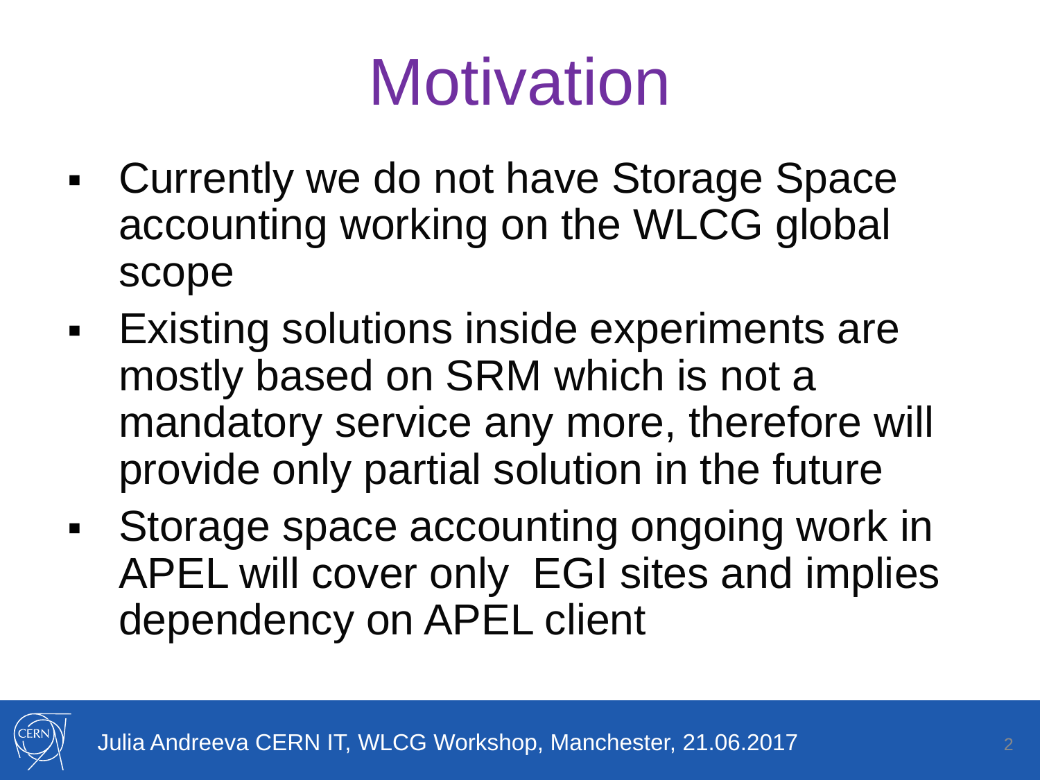# Motivation

- Currently we do not have Storage Space accounting working on the WLCG global scope
- Existing solutions inside experiments are mostly based on SRM which is not a mandatory service any more, therefore will provide only partial solution in the future
- Storage space accounting ongoing work in APEL will cover only EGI sites and implies dependency on APEL client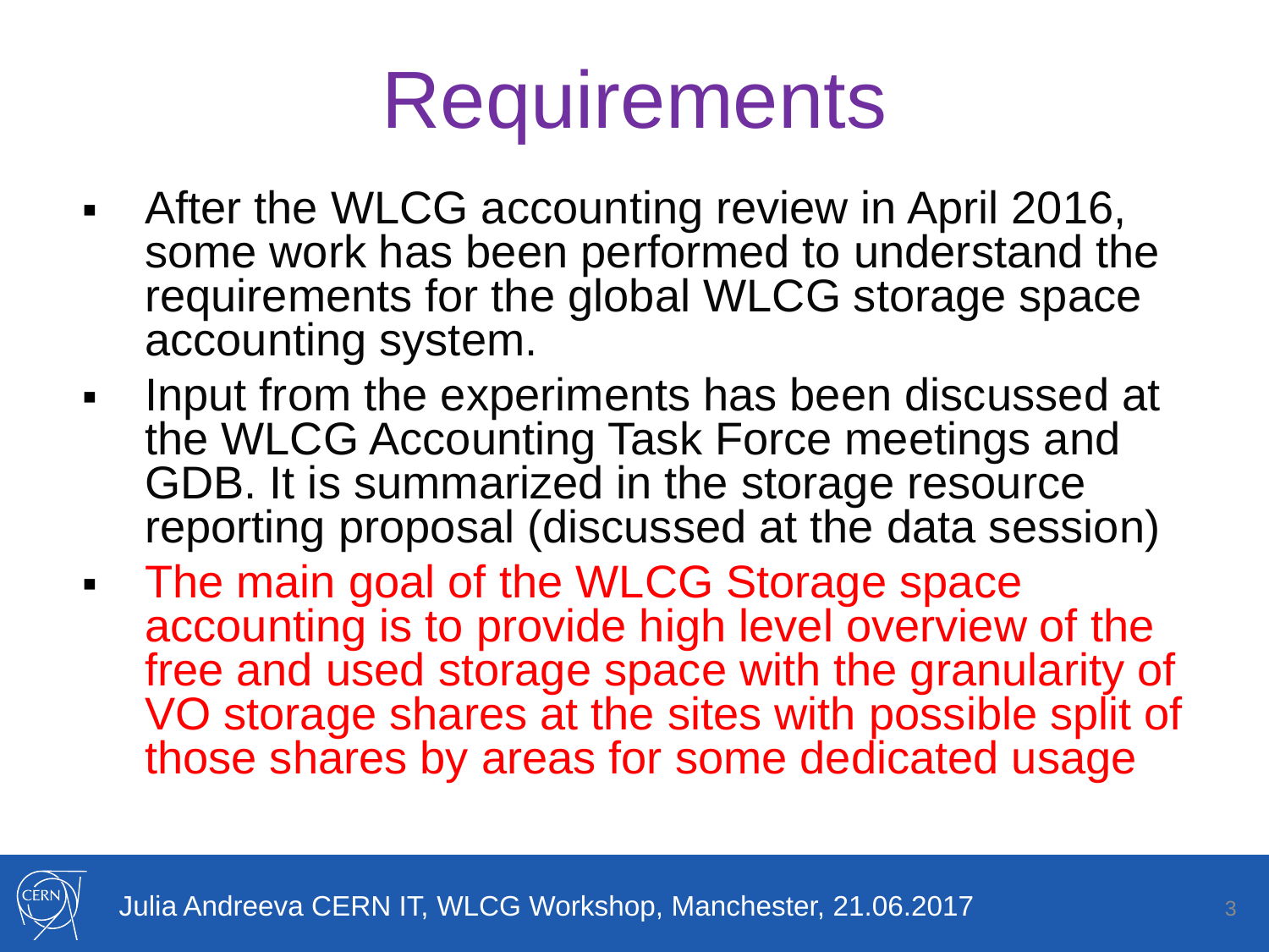# Requirements

- After the WLCG accounting review in April 2016, some work has been performed to understand the requirements for the global WLCG storage space accounting system.
- Input from the experiments has been discussed at the WLCG Accounting Task Force meetings and GDB. It is summarized in the storage resource reporting proposal (discussed at the data session)
- The main goal of the WLCG Storage space accounting is to provide high level overview of the free and used storage space with the granularity of VO storage shares at the sites with possible split of those shares by areas for some dedicated usage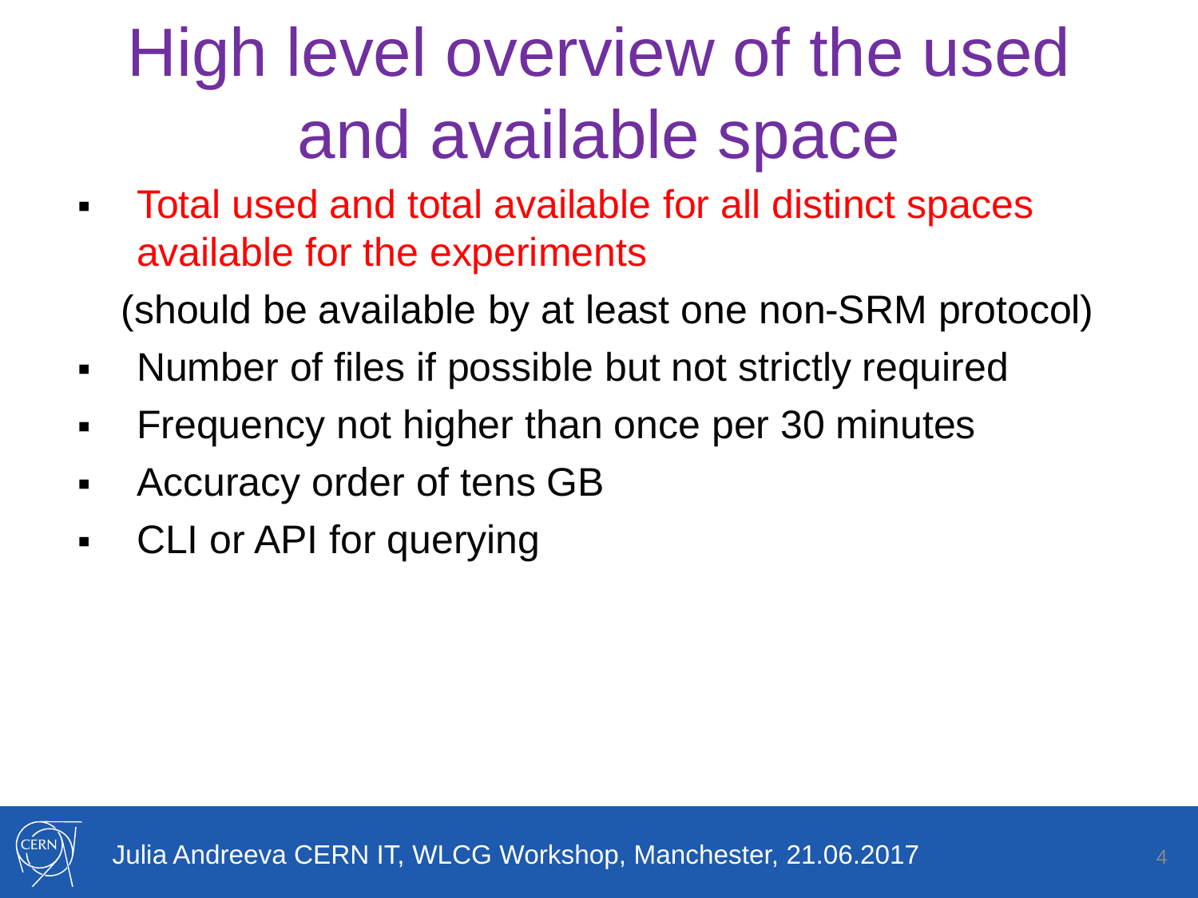# High level overview of the used and available space

- Total used and total available for all distinct spaces available for the experiments

  (should be available by at least one non-SRM protocol)
- Number of files if possible but not strictly required
- Frequency not higher than once per 30 minutes
- Accuracy order of tens GB
- CLI or API for querying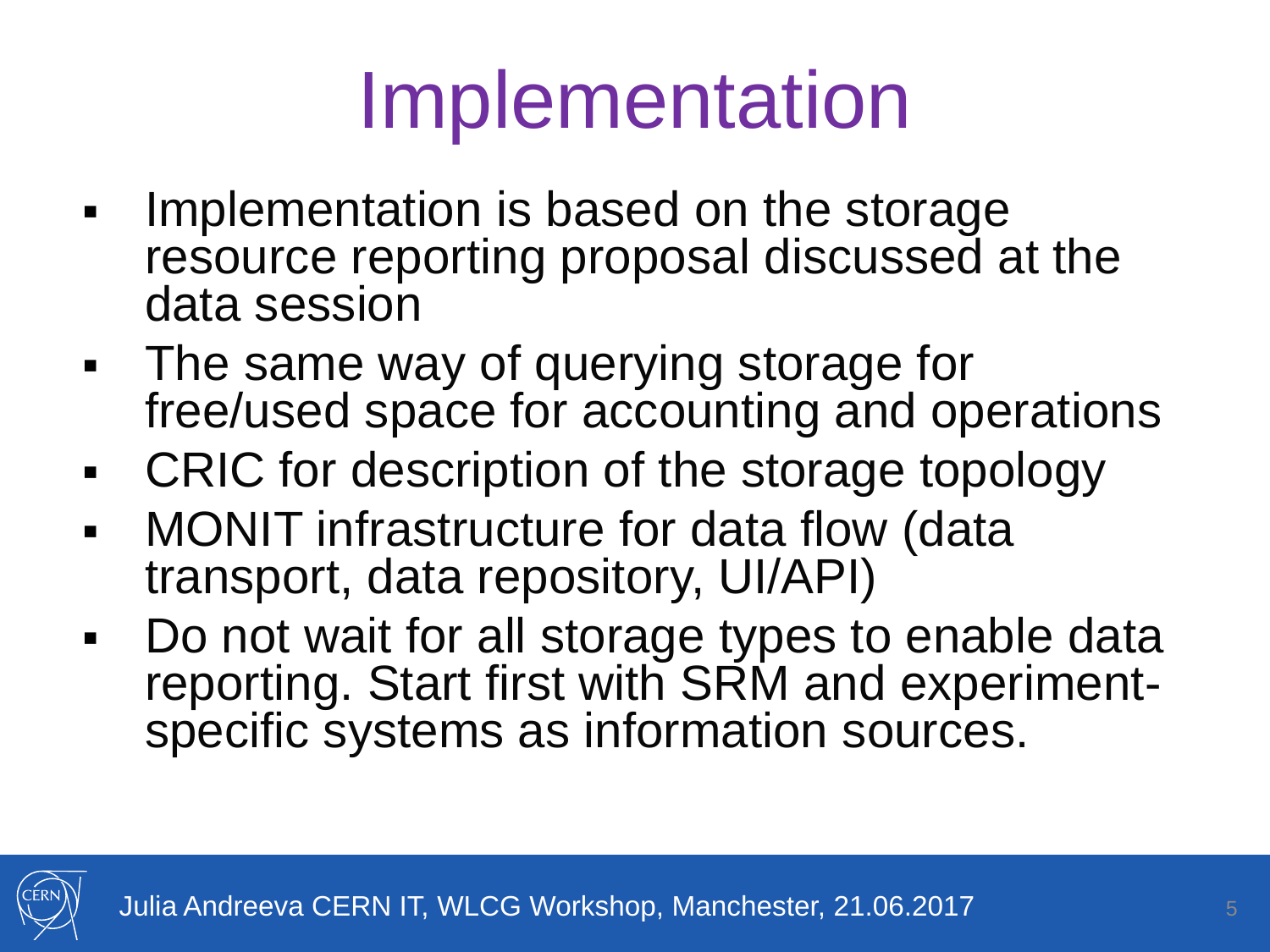# Implementation

- Implementation is based on the storage resource reporting proposal discussed at the data session
- The same way of querying storage for free/used space for accounting and operations
- CRIC for description of the storage topology
- MONIT infrastructure for data flow (data transport, data repository, UI/API)
- Do not wait for all storage types to enable data reporting. Start first with SRM and experiment-specific systems as information sources.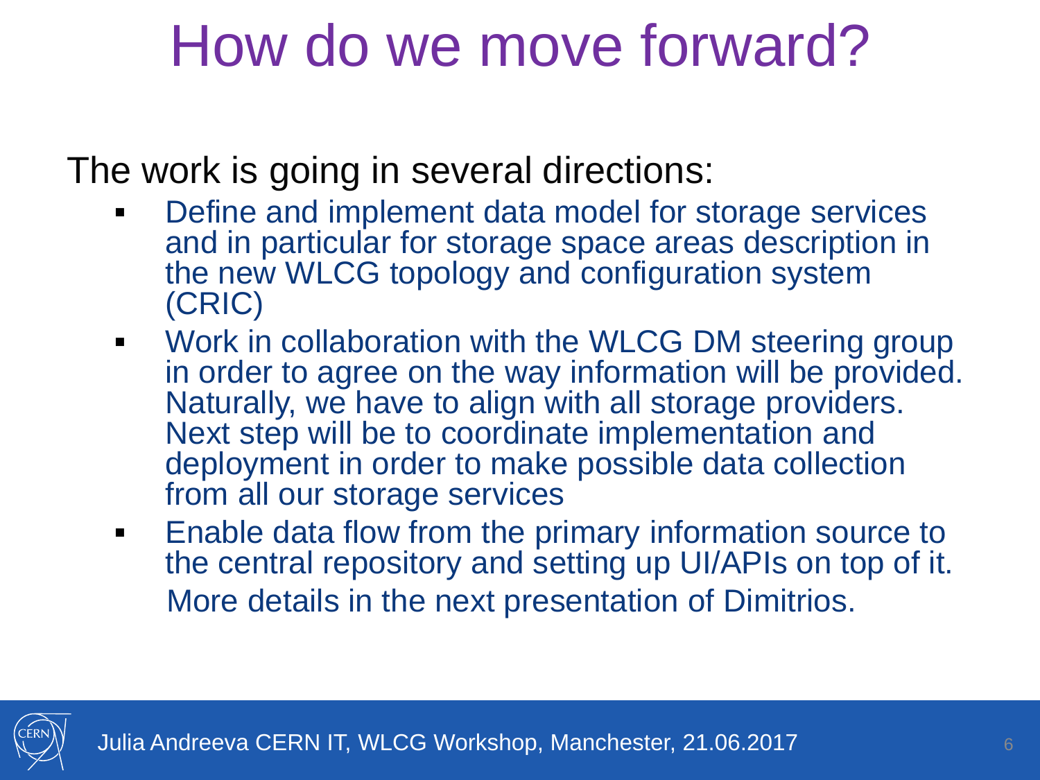# How do we move forward?

The work is going in several directions:

- Define and implement data model for storage services and in particular for storage space areas description in the new WLCG topology and configuration system (CRIC)
- Work in collaboration with the WLCG DM steering group in order to agree on the way information will be provided. Naturally, we have to align with all storage providers. Next step will be to coordinate implementation and deployment in order to make possible data collection from all our storage services
- Enable data flow from the primary information source to the central repository and setting up UI/APIs on top of it.

  More details in the next presentation of Dimitrios.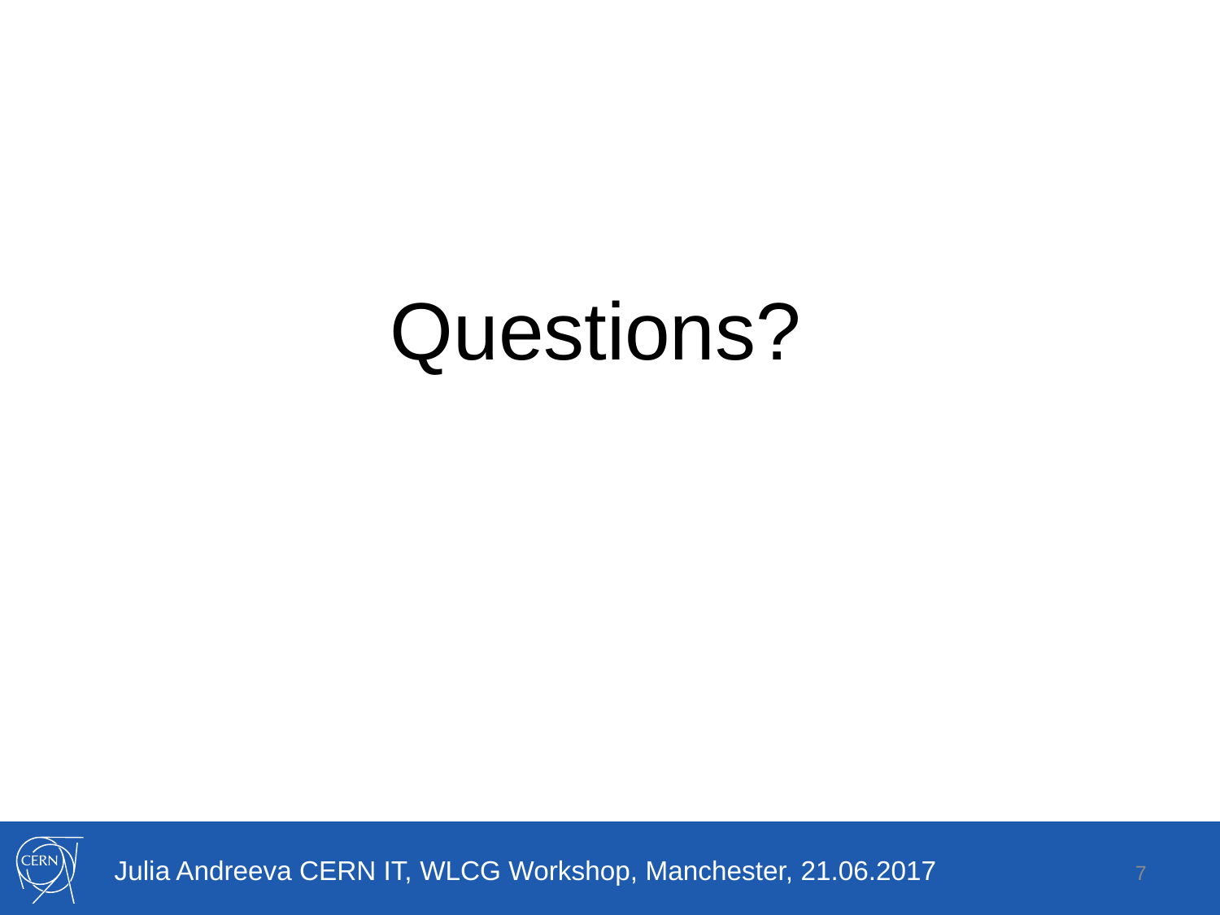# Questions?